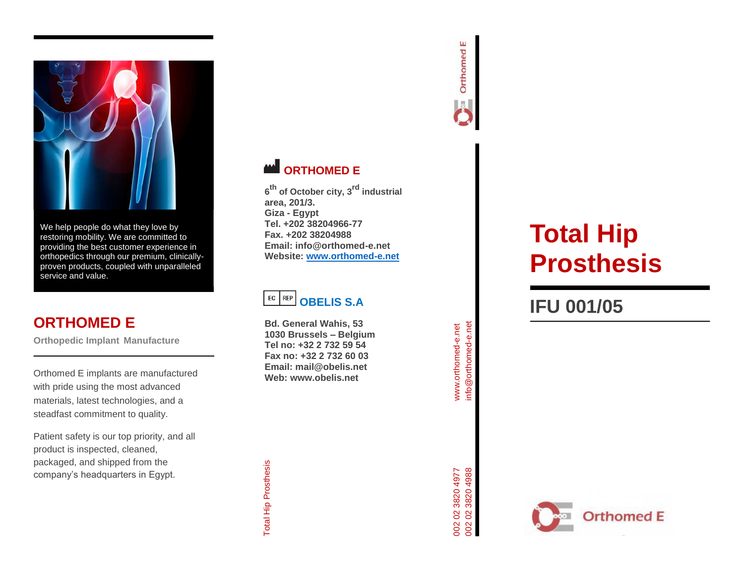We help people do what they love by restoring mobility. We are committed to providing the best customer experience in orthopedics through our premium, clinically-proven products, coupled with unparalleled service and value.

## ORTHOMED E

**Orthopedic Implant Manufacture**

Orthomed E implants are manufactured with pride using the most advanced materials, latest technologies, and a steadfast commitment to quality.

Patient safety is our top priority, and all product is inspected, cleaned, packaged, and shipped from the company's headquarters in Egypt.

### ORTHOMED E

**6th of October city, 3rd industrial area, 201/3.**
**Giza - Egypt**
**Tel. +202 38204966-77**
**Fax. +202 38204988**
**Email: info@orthomed-e.net**
**Website: www.orthomed-e.net**

### EC REP OBELIS S.A

**Bd. General Wahis, 53**
**1030 Brussels – Belgium**
**Tel no: +32 2 732 59 54**
**Fax no: +32 2 732 60 03**
**Email: mail@obelis.net**
**Web: www.obelis.net**

Total Hip Prosthesis

Orthomed E

www.orthomed-e.net
info@orthomed-e.net

002 02 3820 4977
002 02 3820 4988

# Total Hip Prosthesis

## IFU 001/05

Orthomed E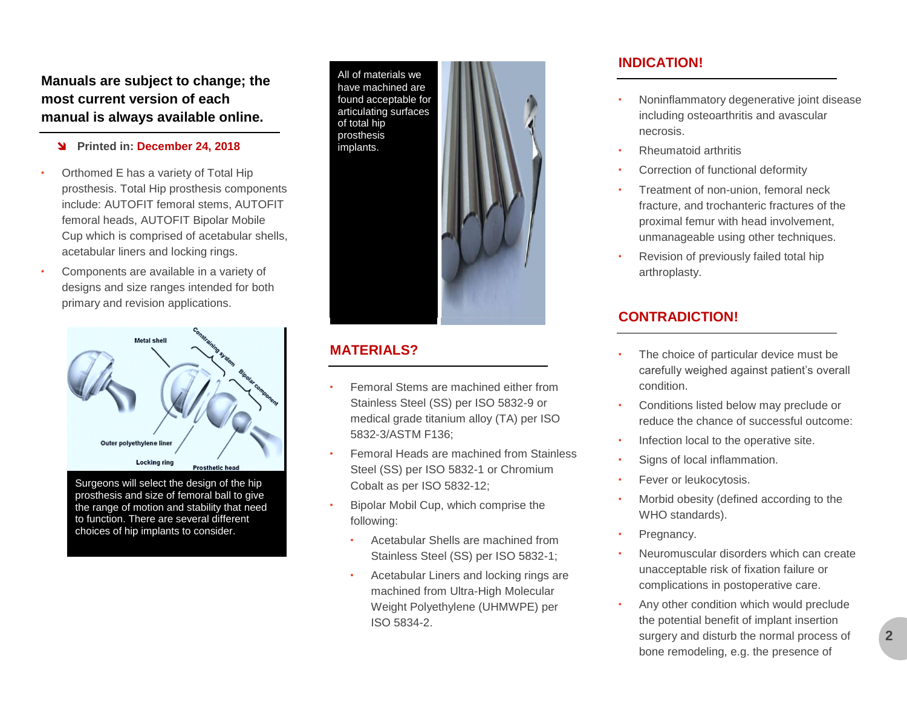**Manuals are subject to change; the most current version of each manual is always available online.**

**Printed in: December 24, 2018**

- Orthomed E has a variety of Total Hip prosthesis. Total Hip prosthesis components include: AUTOFIT femoral stems, AUTOFIT femoral heads, AUTOFIT Bipolar Mobile Cup which is comprised of acetabular shells, acetabular liners and locking rings.
- Components are available in a variety of designs and size ranges intended for both primary and revision applications.

Metal shell
Constraining system
Bipolar component
Outer polyethylene liner
Locking ring
Prosthetic head

Surgeons will select the design of the hip prosthesis and size of femoral ball to give the range of motion and stability that need to function. There are several different choices of hip implants to consider.

All of materials we have machined are found acceptable for articulating surfaces of total hip prosthesis implants.

## MATERIALS?

- Femoral Stems are machined either from Stainless Steel (SS) per ISO 5832-9 or medical grade titanium alloy (TA) per ISO 5832-3/ASTM F136;
- Femoral Heads are machined from Stainless Steel (SS) per ISO 5832-1 or Chromium Cobalt as per ISO 5832-12;
- Bipolar Mobil Cup, which comprise the following:
  - Acetabular Shells are machined from Stainless Steel (SS) per ISO 5832-1;
  - Acetabular Liners and locking rings are machined from Ultra-High Molecular Weight Polyethylene (UHMWPE) per ISO 5834-2.

## INDICATION!

- Noninflammatory degenerative joint disease including osteoarthritis and avascular necrosis.
- Rheumatoid arthritis
- Correction of functional deformity
- Treatment of non-union, femoral neck fracture, and trochanteric fractures of the proximal femur with head involvement, unmanageable using other techniques.
- Revision of previously failed total hip arthroplasty.

## CONTRADICTION!

- The choice of particular device must be carefully weighed against patient's overall condition.
- Conditions listed below may preclude or reduce the chance of successful outcome:
- Infection local to the operative site.
- Signs of local inflammation.
- Fever or leukocytosis.
- Morbid obesity (defined according to the WHO standards).
- Pregnancy.
- Neuromuscular disorders which can create unacceptable risk of fixation failure or complications in postoperative care.
- Any other condition which would preclude the potential benefit of implant insertion surgery and disturb the normal process of bone remodeling, e.g. the presence of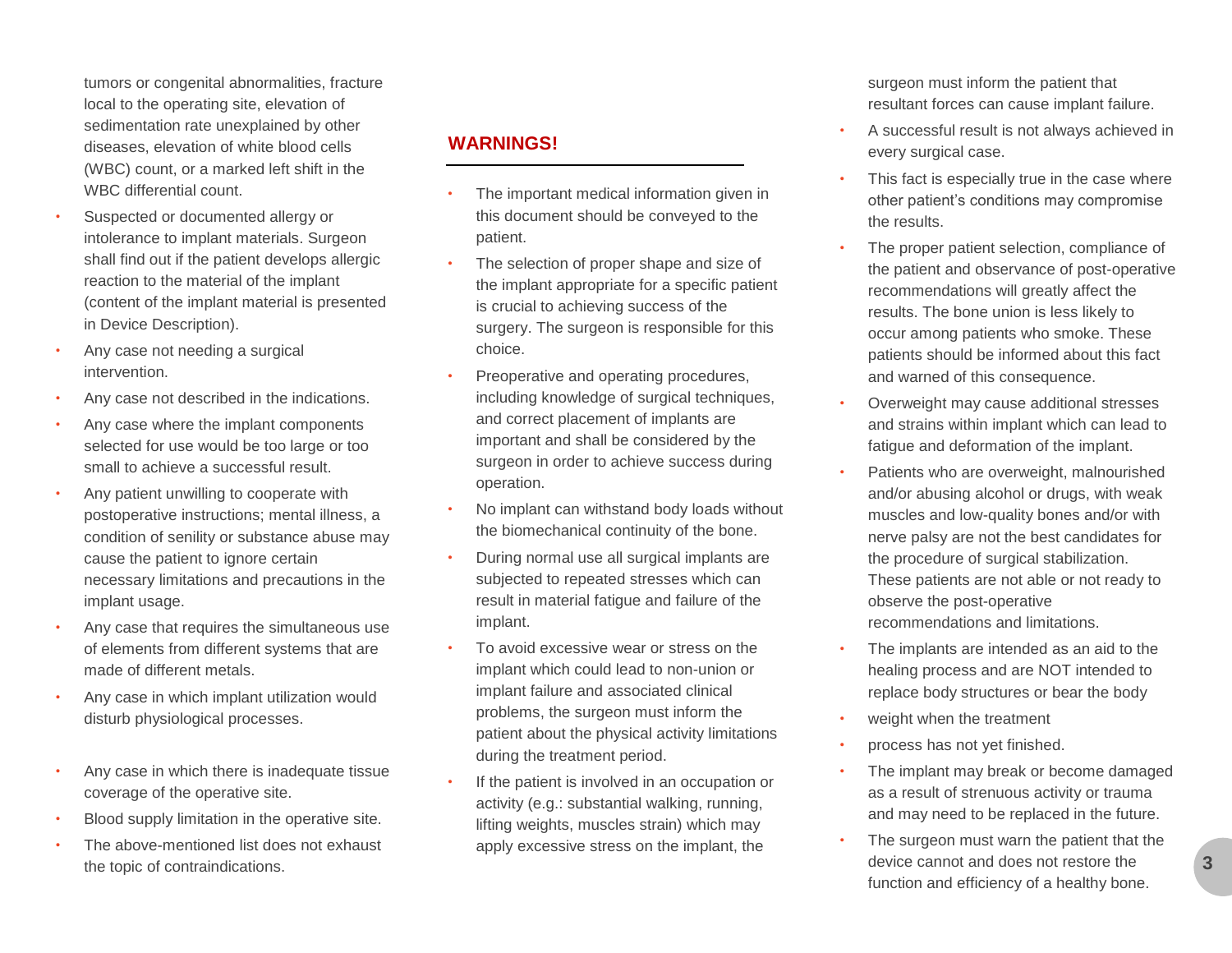tumors or congenital abnormalities, fracture local to the operating site, elevation of sedimentation rate unexplained by other diseases, elevation of white blood cells (WBC) count, or a marked left shift in the WBC differential count.

- Suspected or documented allergy or intolerance to implant materials. Surgeon shall find out if the patient develops allergic reaction to the material of the implant (content of the implant material is presented in Device Description).
- Any case not needing a surgical intervention.
- Any case not described in the indications.
- Any case where the implant components selected for use would be too large or too small to achieve a successful result.
- Any patient unwilling to cooperate with postoperative instructions; mental illness, a condition of senility or substance abuse may cause the patient to ignore certain necessary limitations and precautions in the implant usage.
- Any case that requires the simultaneous use of elements from different systems that are made of different metals.
- Any case in which implant utilization would disturb physiological processes.
- Any case in which there is inadequate tissue coverage of the operative site.
- Blood supply limitation in the operative site.
- The above-mentioned list does not exhaust the topic of contraindications.

## WARNINGS!

- The important medical information given in this document should be conveyed to the patient.
- The selection of proper shape and size of the implant appropriate for a specific patient is crucial to achieving success of the surgery. The surgeon is responsible for this choice.
- Preoperative and operating procedures, including knowledge of surgical techniques, and correct placement of implants are important and shall be considered by the surgeon in order to achieve success during operation.
- No implant can withstand body loads without the biomechanical continuity of the bone.
- During normal use all surgical implants are subjected to repeated stresses which can result in material fatigue and failure of the implant.
- To avoid excessive wear or stress on the implant which could lead to non-union or implant failure and associated clinical problems, the surgeon must inform the patient about the physical activity limitations during the treatment period.
- If the patient is involved in an occupation or activity (e.g.: substantial walking, running, lifting weights, muscles strain) which may apply excessive stress on the implant, the surgeon must inform the patient that resultant forces can cause implant failure.
- A successful result is not always achieved in every surgical case.
- This fact is especially true in the case where other patient's conditions may compromise the results.
- The proper patient selection, compliance of the patient and observance of post-operative recommendations will greatly affect the results. The bone union is less likely to occur among patients who smoke. These patients should be informed about this fact and warned of this consequence.
- Overweight may cause additional stresses and strains within implant which can lead to fatigue and deformation of the implant.
- Patients who are overweight, malnourished and/or abusing alcohol or drugs, with weak muscles and low-quality bones and/or with nerve palsy are not the best candidates for the procedure of surgical stabilization. These patients are not able or not ready to observe the post-operative recommendations and limitations.
- The implants are intended as an aid to the healing process and are NOT intended to replace body structures or bear the body
- weight when the treatment
- process has not yet finished.
- The implant may break or become damaged as a result of strenuous activity or trauma and may need to be replaced in the future.
- The surgeon must warn the patient that the device cannot and does not restore the function and efficiency of a healthy bone.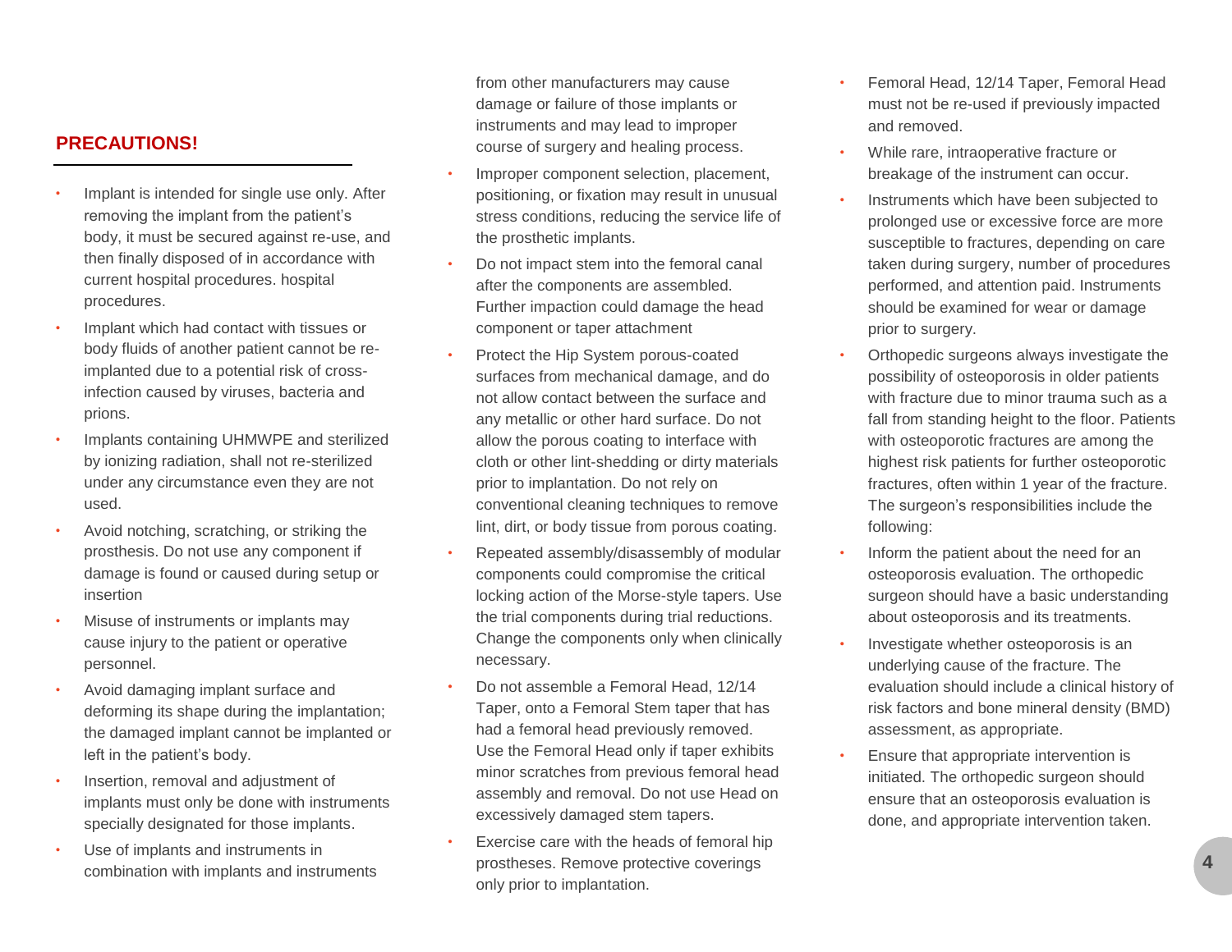## PRECAUTIONS!

- Implant is intended for single use only. After removing the implant from the patient's body, it must be secured against re-use, and then finally disposed of in accordance with current hospital procedures. hospital procedures.
- Implant which had contact with tissues or body fluids of another patient cannot be re-implanted due to a potential risk of cross-infection caused by viruses, bacteria and prions.
- Implants containing UHMWPE and sterilized by ionizing radiation, shall not re-sterilized under any circumstance even they are not used.
- Avoid notching, scratching, or striking the prosthesis. Do not use any component if damage is found or caused during setup or insertion
- Misuse of instruments or implants may cause injury to the patient or operative personnel.
- Avoid damaging implant surface and deforming its shape during the implantation; the damaged implant cannot be implanted or left in the patient's body.
- Insertion, removal and adjustment of implants must only be done with instruments specially designated for those implants.
- Use of implants and instruments in combination with implants and instruments from other manufacturers may cause damage or failure of those implants or instruments and may lead to improper course of surgery and healing process.
- Improper component selection, placement, positioning, or fixation may result in unusual stress conditions, reducing the service life of the prosthetic implants.
- Do not impact stem into the femoral canal after the components are assembled. Further impaction could damage the head component or taper attachment
- Protect the Hip System porous-coated surfaces from mechanical damage, and do not allow contact between the surface and any metallic or other hard surface. Do not allow the porous coating to interface with cloth or other lint-shedding or dirty materials prior to implantation. Do not rely on conventional cleaning techniques to remove lint, dirt, or body tissue from porous coating.
- Repeated assembly/disassembly of modular components could compromise the critical locking action of the Morse-style tapers. Use the trial components during trial reductions. Change the components only when clinically necessary.
- Do not assemble a Femoral Head, 12/14 Taper, onto a Femoral Stem taper that has had a femoral head previously removed. Use the Femoral Head only if taper exhibits minor scratches from previous femoral head assembly and removal. Do not use Head on excessively damaged stem tapers.
- Exercise care with the heads of femoral hip prostheses. Remove protective coverings only prior to implantation.
- Femoral Head, 12/14 Taper, Femoral Head must not be re-used if previously impacted and removed.
- While rare, intraoperative fracture or breakage of the instrument can occur.
- Instruments which have been subjected to prolonged use or excessive force are more susceptible to fractures, depending on care taken during surgery, number of procedures performed, and attention paid. Instruments should be examined for wear or damage prior to surgery.
- Orthopedic surgeons always investigate the possibility of osteoporosis in older patients with fracture due to minor trauma such as a fall from standing height to the floor. Patients with osteoporotic fractures are among the highest risk patients for further osteoporotic fractures, often within 1 year of the fracture. The surgeon's responsibilities include the following:
- Inform the patient about the need for an osteoporosis evaluation. The orthopedic surgeon should have a basic understanding about osteoporosis and its treatments.
- Investigate whether osteoporosis is an underlying cause of the fracture. The evaluation should include a clinical history of risk factors and bone mineral density (BMD) assessment, as appropriate.
- Ensure that appropriate intervention is initiated. The orthopedic surgeon should ensure that an osteoporosis evaluation is done, and appropriate intervention taken.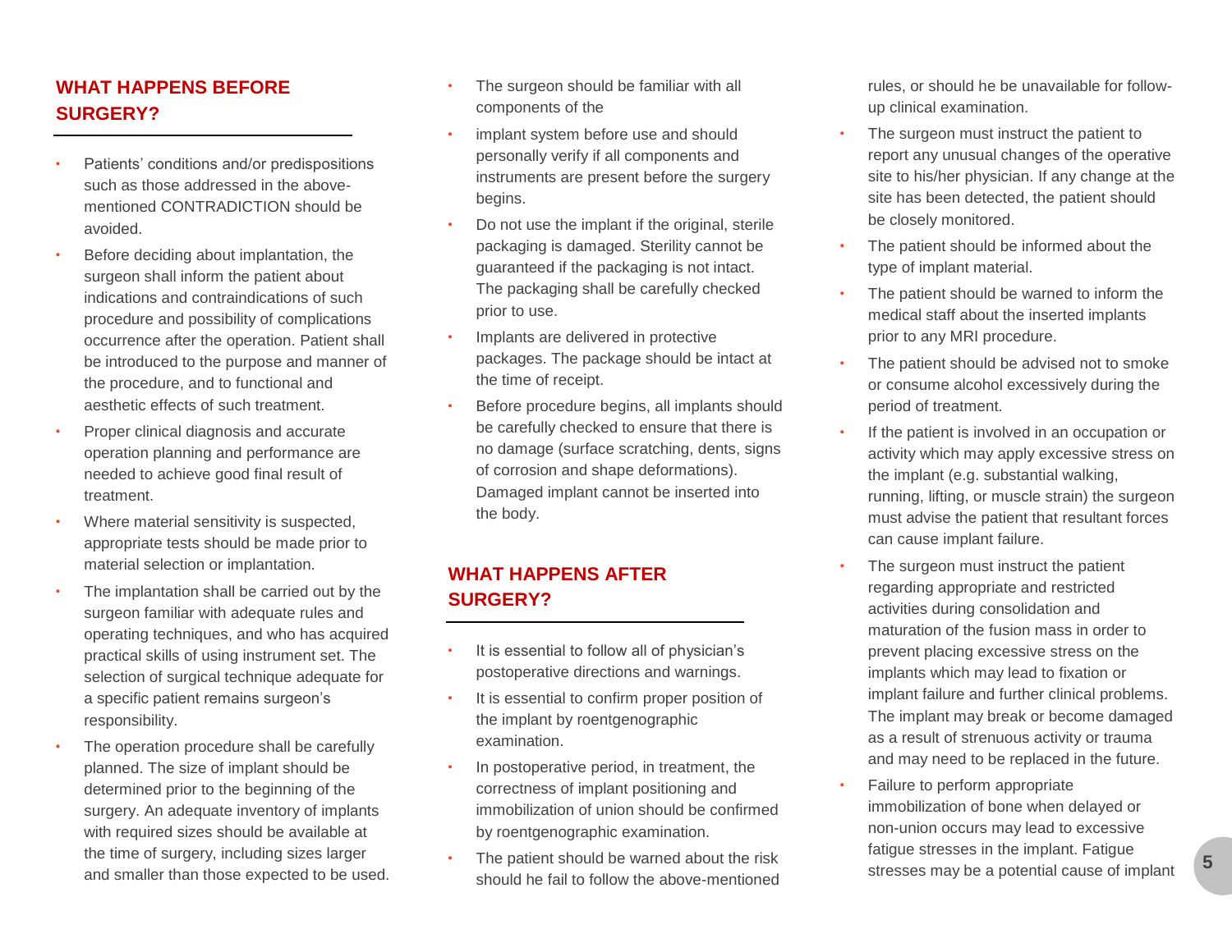## WHAT HAPPENS BEFORE SURGERY?

- Patients' conditions and/or predispositions such as those addressed in the above-mentioned CONTRADICTION should be avoided.
- Before deciding about implantation, the surgeon shall inform the patient about indications and contraindications of such procedure and possibility of complications occurrence after the operation. Patient shall be introduced to the purpose and manner of the procedure, and to functional and aesthetic effects of such treatment.
- Proper clinical diagnosis and accurate operation planning and performance are needed to achieve good final result of treatment.
- Where material sensitivity is suspected, appropriate tests should be made prior to material selection or implantation.
- The implantation shall be carried out by the surgeon familiar with adequate rules and operating techniques, and who has acquired practical skills of using instrument set. The selection of surgical technique adequate for a specific patient remains surgeon's responsibility.
- The operation procedure shall be carefully planned. The size of implant should be determined prior to the beginning of the surgery. An adequate inventory of implants with required sizes should be available at the time of surgery, including sizes larger and smaller than those expected to be used.
- The surgeon should be familiar with all components of the
- implant system before use and should personally verify if all components and instruments are present before the surgery begins.
- Do not use the implant if the original, sterile packaging is damaged. Sterility cannot be guaranteed if the packaging is not intact. The packaging shall be carefully checked prior to use.
- Implants are delivered in protective packages. The package should be intact at the time of receipt.
- Before procedure begins, all implants should be carefully checked to ensure that there is no damage (surface scratching, dents, signs of corrosion and shape deformations). Damaged implant cannot be inserted into the body.

## WHAT HAPPENS AFTER SURGERY?

- It is essential to follow all of physician's postoperative directions and warnings.
- It is essential to confirm proper position of the implant by roentgenographic examination.
- In postoperative period, in treatment, the correctness of implant positioning and immobilization of union should be confirmed by roentgenographic examination.
- The patient should be warned about the risk should he fail to follow the above-mentioned rules, or should he be unavailable for follow-up clinical examination.
- The surgeon must instruct the patient to report any unusual changes of the operative site to his/her physician. If any change at the site has been detected, the patient should be closely monitored.
- The patient should be informed about the type of implant material.
- The patient should be warned to inform the medical staff about the inserted implants prior to any MRI procedure.
- The patient should be advised not to smoke or consume alcohol excessively during the period of treatment.
- If the patient is involved in an occupation or activity which may apply excessive stress on the implant (e.g. substantial walking, running, lifting, or muscle strain) the surgeon must advise the patient that resultant forces can cause implant failure.
- The surgeon must instruct the patient regarding appropriate and restricted activities during consolidation and maturation of the fusion mass in order to prevent placing excessive stress on the implants which may lead to fixation or implant failure and further clinical problems. The implant may break or become damaged as a result of strenuous activity or trauma and may need to be replaced in the future.
- Failure to perform appropriate immobilization of bone when delayed or non-union occurs may lead to excessive fatigue stresses in the implant. Fatigue stresses may be a potential cause of implant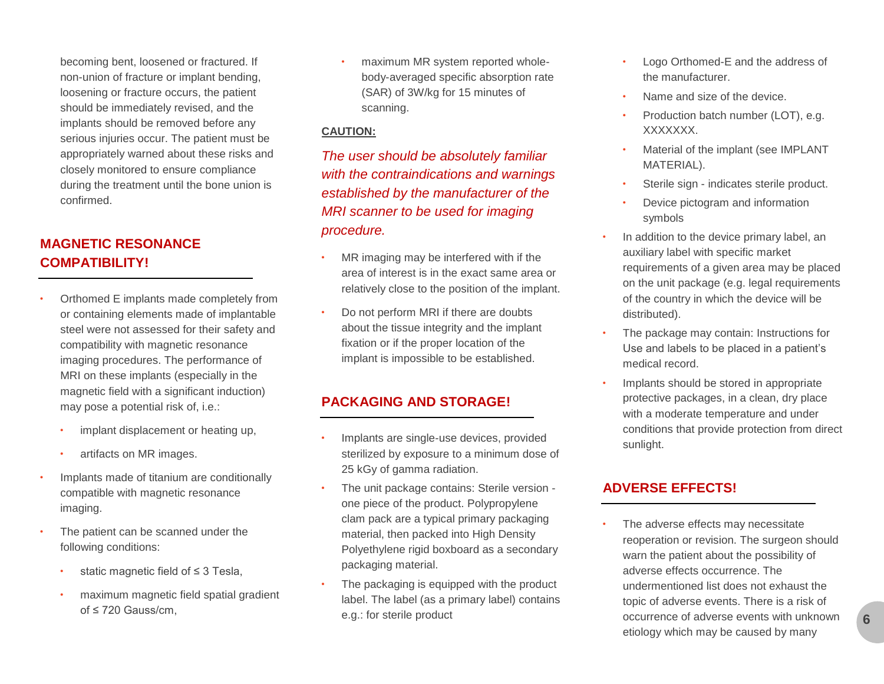becoming bent, loosened or fractured. If non-union of fracture or implant bending, loosening or fracture occurs, the patient should be immediately revised, and the implants should be removed before any serious injuries occur. The patient must be appropriately warned about these risks and closely monitored to ensure compliance during the treatment until the bone union is confirmed.

## MAGNETIC RESONANCE COMPATIBILITY!

- Orthomed E implants made completely from or containing elements made of implantable steel were not assessed for their safety and compatibility with magnetic resonance imaging procedures. The performance of MRI on these implants (especially in the magnetic field with a significant induction) may pose a potential risk of, i.e.:
  - implant displacement or heating up,
  - artifacts on MR images.
- Implants made of titanium are conditionally compatible with magnetic resonance imaging.
- The patient can be scanned under the following conditions:
  - static magnetic field of ≤ 3 Tesla,
  - maximum magnetic field spatial gradient of ≤ 720 Gauss/cm,
  - maximum MR system reported whole-body-averaged specific absorption rate (SAR) of 3W/kg for 15 minutes of scanning.

**CAUTION:**

*The user should be absolutely familiar with the contraindications and warnings established by the manufacturer of the MRI scanner to be used for imaging procedure.*

- MR imaging may be interfered with if the area of interest is in the exact same area or relatively close to the position of the implant.
- Do not perform MRI if there are doubts about the tissue integrity and the implant fixation or if the proper location of the implant is impossible to be established.

## PACKAGING AND STORAGE!

- Implants are single-use devices, provided sterilized by exposure to a minimum dose of 25 kGy of gamma radiation.
- The unit package contains: Sterile version - one piece of the product. Polypropylene clam pack are a typical primary packaging material, then packed into High Density Polyethylene rigid boxboard as a secondary packaging material.
- The packaging is equipped with the product label. The label (as a primary label) contains e.g.: for sterile product
  - Logo Orthomed-E and the address of the manufacturer.
  - Name and size of the device.
  - Production batch number (LOT), e.g. XXXXXXX.
  - Material of the implant (see IMPLANT MATERIAL).
  - Sterile sign - indicates sterile product.
  - Device pictogram and information symbols
- In addition to the device primary label, an auxiliary label with specific market requirements of a given area may be placed on the unit package (e.g. legal requirements of the country in which the device will be distributed).
- The package may contain: Instructions for Use and labels to be placed in a patient's medical record.
- Implants should be stored in appropriate protective packages, in a clean, dry place with a moderate temperature and under conditions that provide protection from direct sunlight.

## ADVERSE EFFECTS!

- The adverse effects may necessitate reoperation or revision. The surgeon should warn the patient about the possibility of adverse effects occurrence. The undermentioned list does not exhaust the topic of adverse events. There is a risk of occurrence of adverse events with unknown etiology which may be caused by many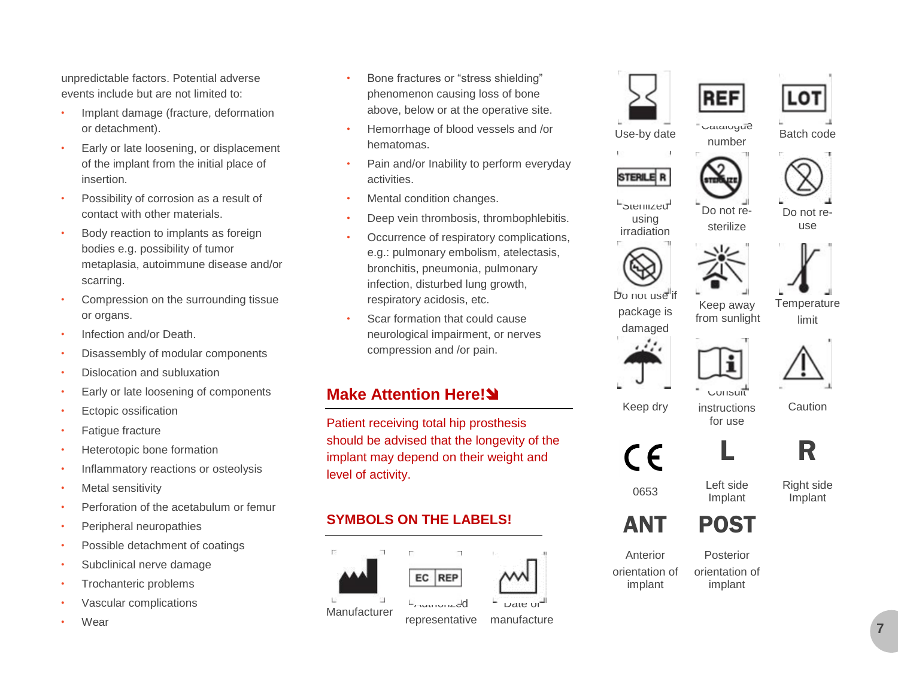unpredictable factors. Potential adverse events include but are not limited to:

- Implant damage (fracture, deformation or detachment).
- Early or late loosening, or displacement of the implant from the initial place of insertion.
- Possibility of corrosion as a result of contact with other materials.
- Body reaction to implants as foreign bodies e.g. possibility of tumor metaplasia, autoimmune disease and/or scarring.
- Compression on the surrounding tissue or organs.
- Infection and/or Death.
- Disassembly of modular components
- Dislocation and subluxation
- Early or late loosening of components
- Ectopic ossification
- Fatigue fracture
- Heterotopic bone formation
- Inflammatory reactions or osteolysis
- Metal sensitivity
- Perforation of the acetabulum or femur
- Peripheral neuropathies
- Possible detachment of coatings
- Subclinical nerve damage
- Trochanteric problems
- Vascular complications
- Wear
- Bone fractures or "stress shielding" phenomenon causing loss of bone above, below or at the operative site.
- Hemorrhage of blood vessels and /or hematomas.
- Pain and/or Inability to perform everyday activities.
- Mental condition changes.
- Deep vein thrombosis, thrombophlebitis.
- Occurrence of respiratory complications, e.g.: pulmonary embolism, atelectasis, bronchitis, pneumonia, pulmonary infection, disturbed lung growth, respiratory acidosis, etc.
- Scar formation that could cause neurological impairment, or nerves compression and /or pain.

## Make Attention Here!

Patient receiving total hip prosthesis should be advised that the longevity of the implant may depend on their weight and level of activity.

## SYMBOLS ON THE LABELS!

Manufacturer

EC REP
Authorized representative

Date of manufacture

Use-by date

REF
Catalogue number

LOT
Batch code

STERILE R
Sterilized using irradiation

Do not re-sterilize

Do not re-use

Do not use if package is damaged

Keep away from sunlight

Temperature limit

Keep dry

Consult instructions for use

Caution

CE
0653

L
Left side Implant

R
Right side Implant

ANT
Anterior orientation of implant

POST
Posterior orientation of implant